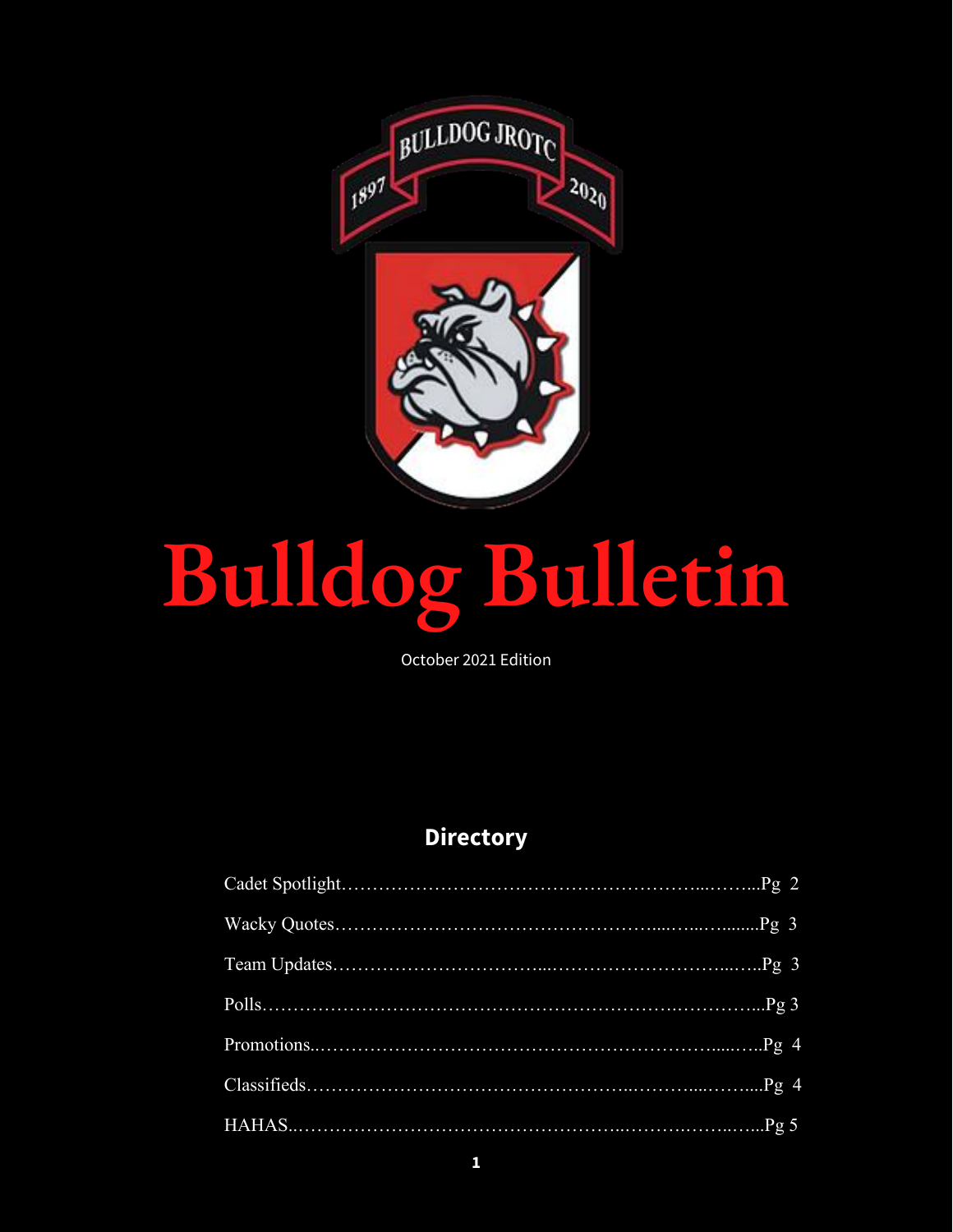# Bulldog Bulletin

October 2021 Edition

## Directory

Cadet Spotlight……………………………………………………...……...Pg 2

Wacky Quotes…………………………………………....…...…........Pg 3

Team Updates…………………………...…………………………...…..Pg 3

Polls……………………………………………………….…………...Pg 3

Promotions.………………………………………………………......…..Pg 4

Classifieds………………………………………...………....……....Pg 4

HAHAS..……………………………………...…….…….…...…...Pg 5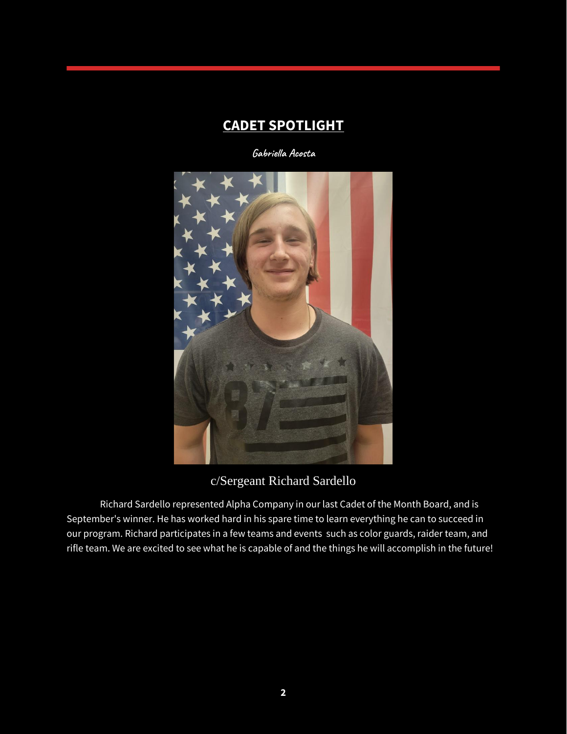## CADET SPOTLIGHT

*Gabriella Acosta*

c/Sergeant Richard Sardello

Richard Sardello represented Alpha Company in our last Cadet of the Month Board, and is September's winner. He has worked hard in his spare time to learn everything he can to succeed in our program. Richard participates in a few teams and events such as color guards, raider team, and rifle team. We are excited to see what he is capable of and the things he will accomplish in the future!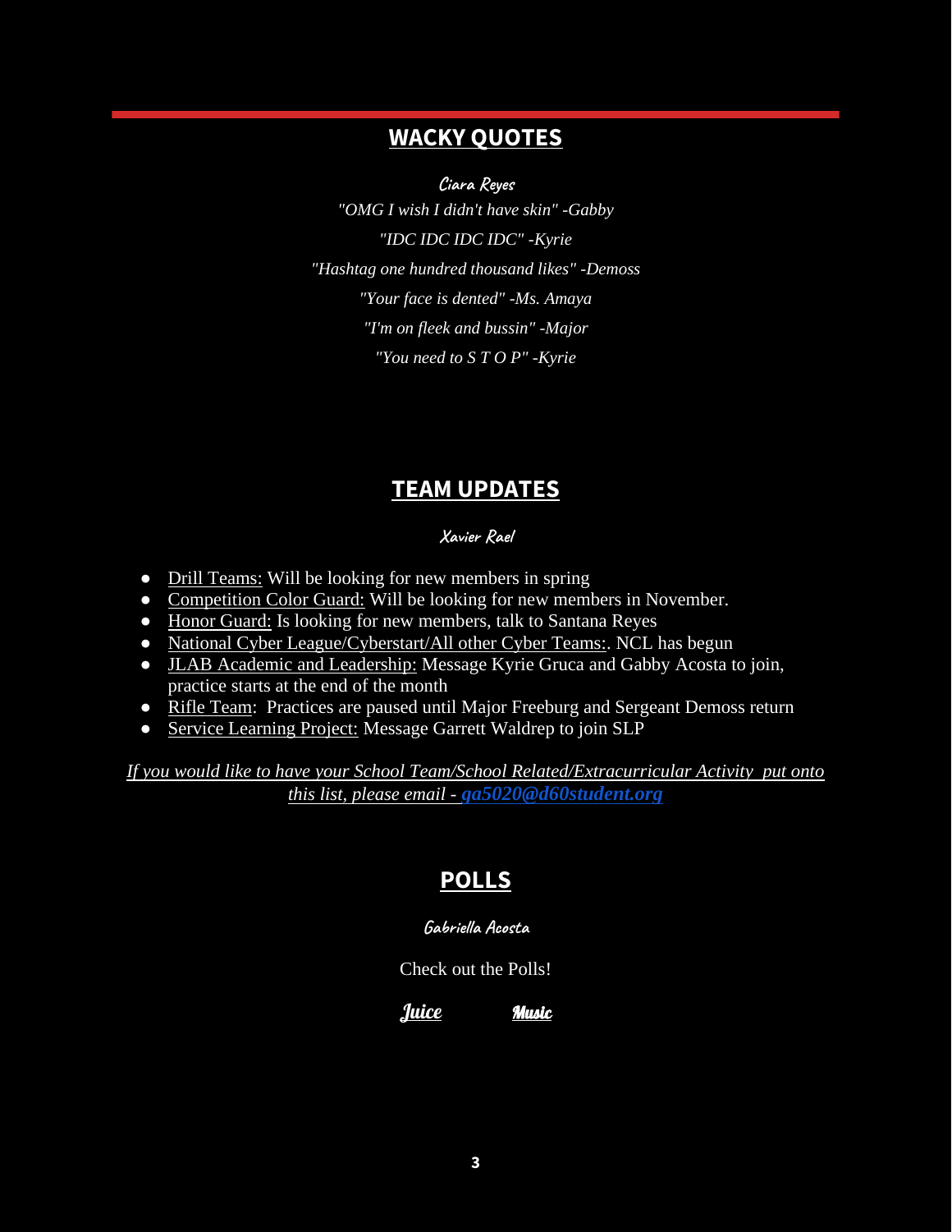## WACKY QUOTES

**Ciara Reyes**

*"OMG I wish I didn't have skin" -Gabby*

*"IDC IDC IDC IDC" -Kyrie*

*"Hashtag one hundred thousand likes" -Demoss*

*"Your face is dented" -Ms. Amaya*

*"I'm on fleek and bussin" -Major*

*"You need to S T O P" -Kyrie*

## TEAM UPDATES

**Xavier Rael**

- Drill Teams: Will be looking for new members in spring
- Competition Color Guard: Will be looking for new members in November.
- Honor Guard: Is looking for new members, talk to Santana Reyes
- National Cyber League/Cyberstart/All other Cyber Teams:. NCL has begun
- JLAB Academic and Leadership: Message Kyrie Gruca and Gabby Acosta to join, practice starts at the end of the month
- Rifle Team: Practices are paused until Major Freeburg and Sergeant Demoss return
- Service Learning Project: Message Garrett Waldrep to join SLP

*If you would like to have your School Team/School Related/Extracurricular Activity put onto this list, please email - **ga5020@d60student.org***

## POLLS

**Gabriella Acosta**

Check out the Polls!

**Juice** **Music**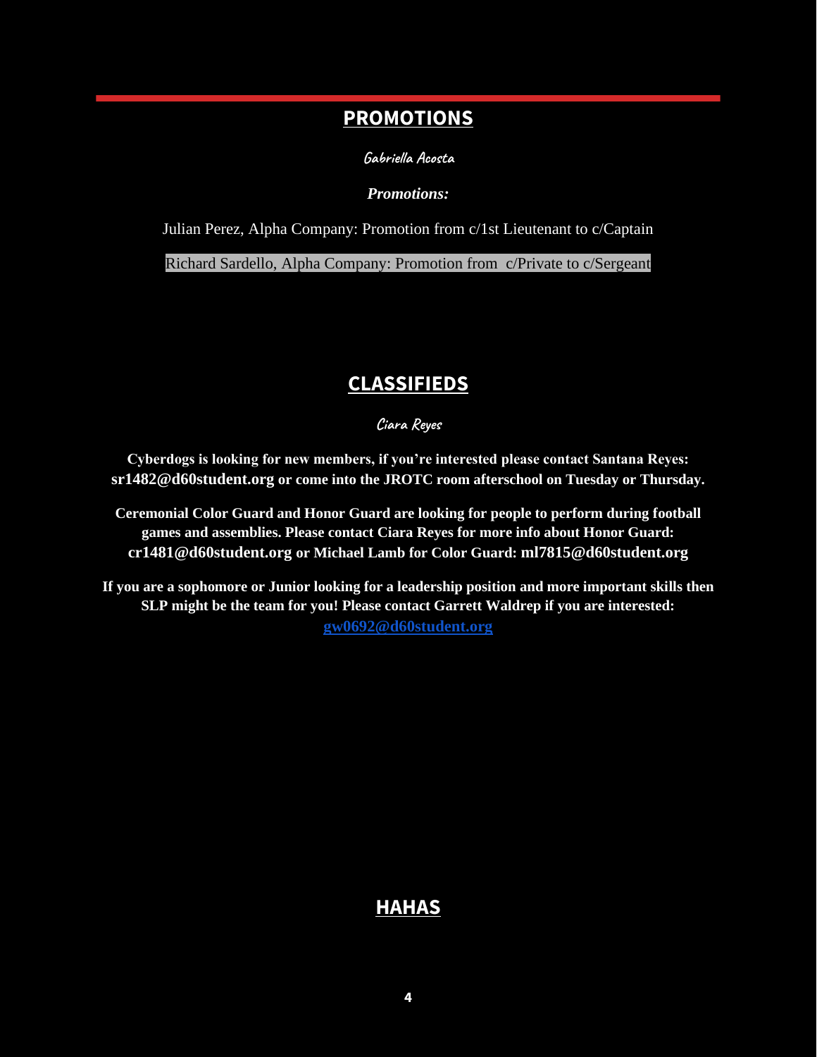## PROMOTIONS

Gabriella Acosta

***Promotions:***

Julian Perez, Alpha Company: Promotion from c/1st Lieutenant to c/Captain

Richard Sardello, Alpha Company: Promotion from  c/Private to c/Sergeant

## CLASSIFIEDS

Ciara Reyes

**Cyberdogs is looking for new members, if you're interested please contact Santana Reyes: sr1482@d60student.org or come into the JROTC room afterschool on Tuesday or Thursday.**

**Ceremonial Color Guard and Honor Guard are looking for people to perform during football games and assemblies. Please contact Ciara Reyes for more info about Honor Guard: cr1481@d60student.org or Michael Lamb for Color Guard: ml7815@d60student.org**

**If you are a sophomore or Junior looking for a leadership position and more important skills then SLP might be the team for you! Please contact Garrett Waldrep if you are interested: gw0692@d60student.org**

## HAHAS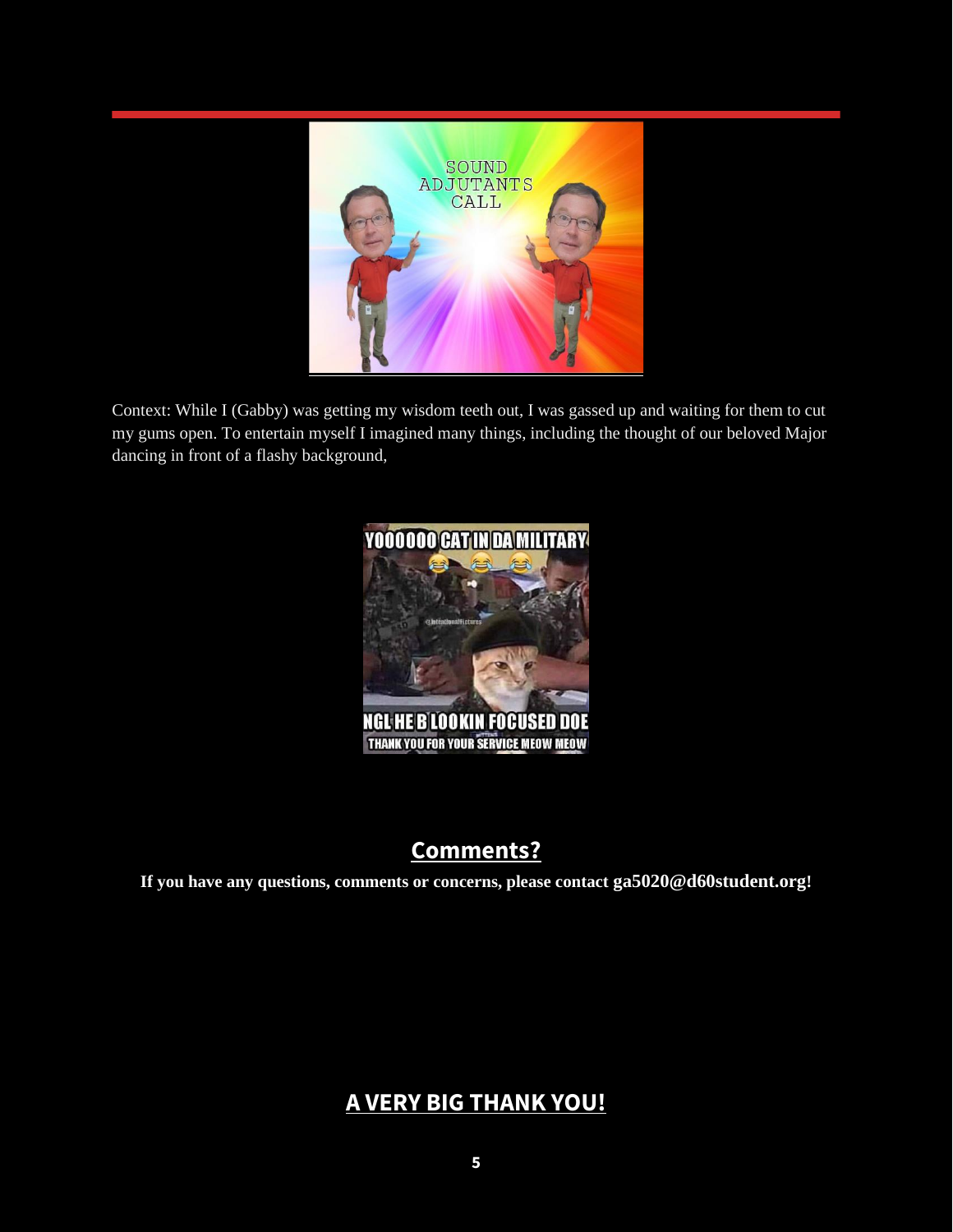Context: While I (Gabby) was getting my wisdom teeth out, I was gassed up and waiting for them to cut my gums open. To entertain myself I imagined many things, including the thought of our beloved Major dancing in front of a flashy background,

## Comments?

**If you have any questions, comments or concerns, please contact ga5020@d60student.org!**

## A VERY BIG THANK YOU!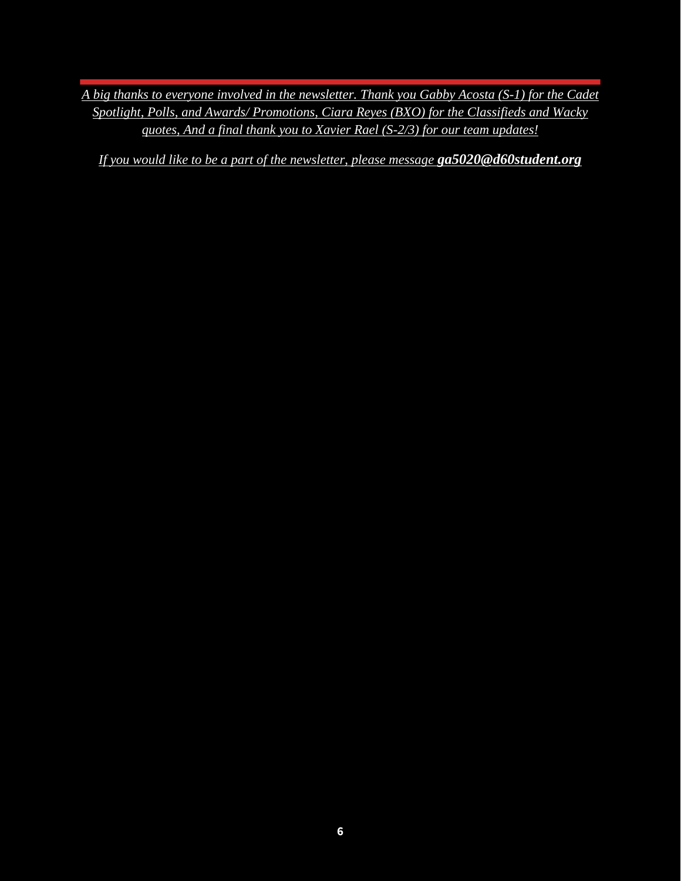---

*A big thanks to everyone involved in the newsletter. Thank you Gabby Acosta (S-1) for the Cadet Spotlight, Polls, and Awards/ Promotions, Ciara Reyes (BXO) for the Classifieds and Wacky quotes, And a final thank you to Xavier Rael (S-2/3) for our team updates!*

*If you would like to be a part of the newsletter, please message* ***ga5020@d60student.org***